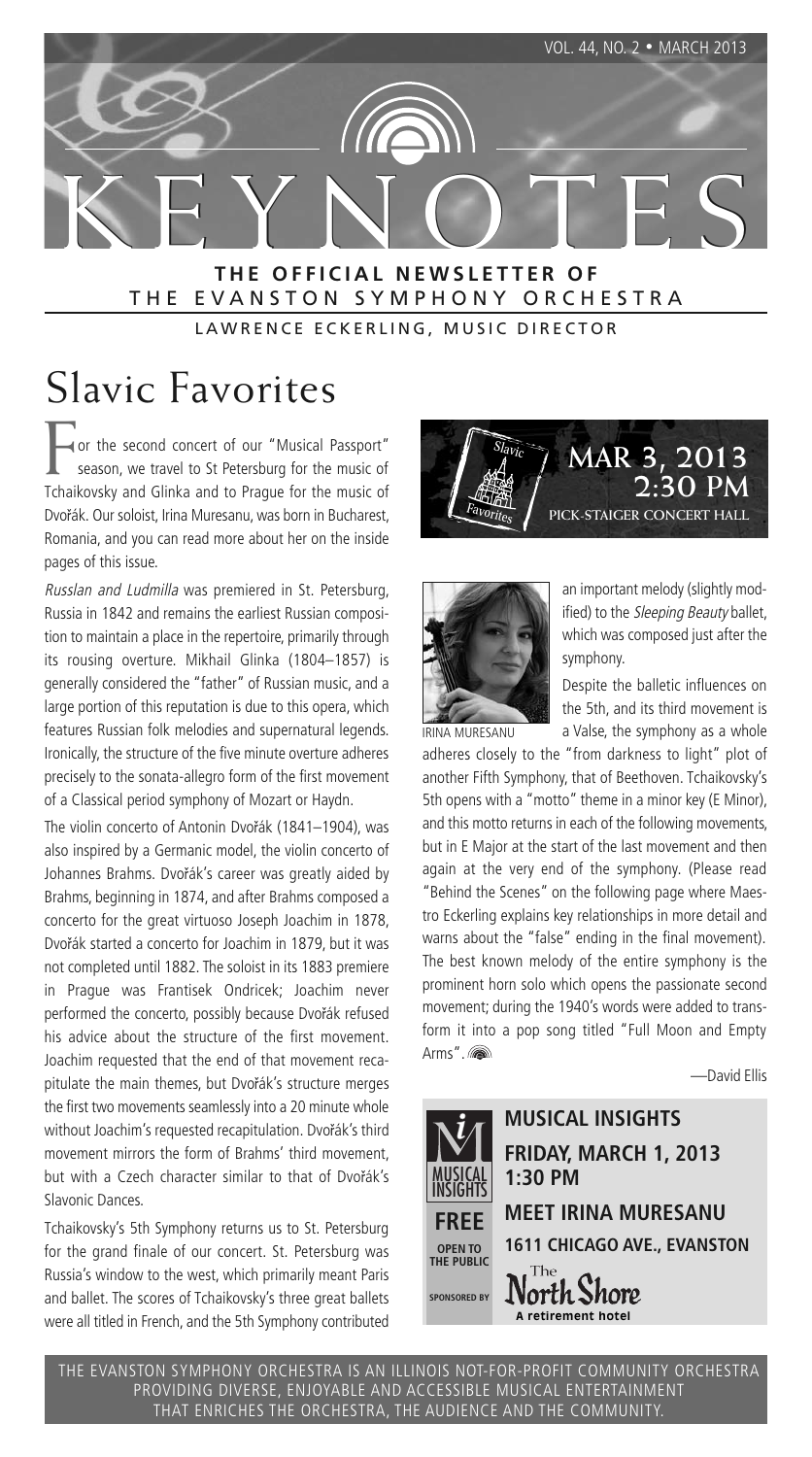VOL. 44, NO. 2 • MARCH 2013

# KEYNOTES

**THE OFFICIAL NEWSLETTER OF**
THE EVANSTON SYMPHONY ORCHESTRA

LAWRENCE ECKERLING, MUSIC DIRECTOR

# Slavic Favorites

**MAR 3, 2013**
**2:30 PM**
PICK-STAIGER CONCERT HALL

For the second concert of our "Musical Passport" season, we travel to St Petersburg for the music of Tchaikovsky and Glinka and to Prague for the music of Dvořák. Our soloist, Irina Muresanu, was born in Bucharest, Romania, and you can read more about her on the inside pages of this issue.

*Russlan and Ludmilla* was premiered in St. Petersburg, Russia in 1842 and remains the earliest Russian composition to maintain a place in the repertoire, primarily through its rousing overture. Mikhail Glinka (1804–1857) is generally considered the "father" of Russian music, and a large portion of this reputation is due to this opera, which features Russian folk melodies and supernatural legends. Ironically, the structure of the five minute overture adheres precisely to the sonata-allegro form of the first movement of a Classical period symphony of Mozart or Haydn.

The violin concerto of Antonin Dvořák (1841–1904), was also inspired by a Germanic model, the violin concerto of Johannes Brahms. Dvořák's career was greatly aided by Brahms, beginning in 1874, and after Brahms composed a concerto for the great virtuoso Joseph Joachim in 1878, Dvořák started a concerto for Joachim in 1879, but it was not completed until 1882. The soloist in its 1883 premiere in Prague was Frantisek Ondricek; Joachim never performed the concerto, possibly because Dvořák refused his advice about the structure of the first movement. Joachim requested that the end of that movement recapitulate the main themes, but Dvořák's structure merges the first two movements seamlessly into a 20 minute whole without Joachim's requested recapitulation. Dvořák's third movement mirrors the form of Brahms' third movement, but with a Czech character similar to that of Dvořák's Slavonic Dances.

Tchaikovsky's 5th Symphony returns us to St. Petersburg for the grand finale of our concert. St. Petersburg was Russia's window to the west, which primarily meant Paris and ballet. The scores of Tchaikovsky's three great ballets were all titled in French, and the 5th Symphony contributed an important melody (slightly modified) to the *Sleeping Beauty* ballet, which was composed just after the symphony.

IRINA MURESANU

Despite the balletic influences on the 5th, and its third movement is a Valse, the symphony as a whole adheres closely to the "from darkness to light" plot of another Fifth Symphony, that of Beethoven. Tchaikovsky's 5th opens with a "motto" theme in a minor key (E Minor), and this motto returns in each of the following movements, but in E Major at the start of the last movement and then again at the very end of the symphony. (Please read "Behind the Scenes" on the following page where Maestro Eckerling explains key relationships in more detail and warns about the "false" ending in the final movement). The best known melody of the entire symphony is the prominent horn solo which opens the passionate second movement; during the 1940's words were added to transform it into a pop song titled "Full Moon and Empty Arms".

—David Ellis

**MUSICAL INSIGHTS**
**FRIDAY, MARCH 1, 2013**
**1:30 PM**
**MEET IRINA MURESANU**
**1611 CHICAGO AVE., EVANSTON**

**FREE**
**OPEN TO THE PUBLIC**
**SPONSORED BY** The North Shore — A retirement hotel

THE EVANSTON SYMPHONY ORCHESTRA IS AN ILLINOIS NOT-FOR-PROFIT COMMUNITY ORCHESTRA PROVIDING DIVERSE, ENJOYABLE AND ACCESSIBLE MUSICAL ENTERTAINMENT THAT ENRICHES THE ORCHESTRA, THE AUDIENCE AND THE COMMUNITY.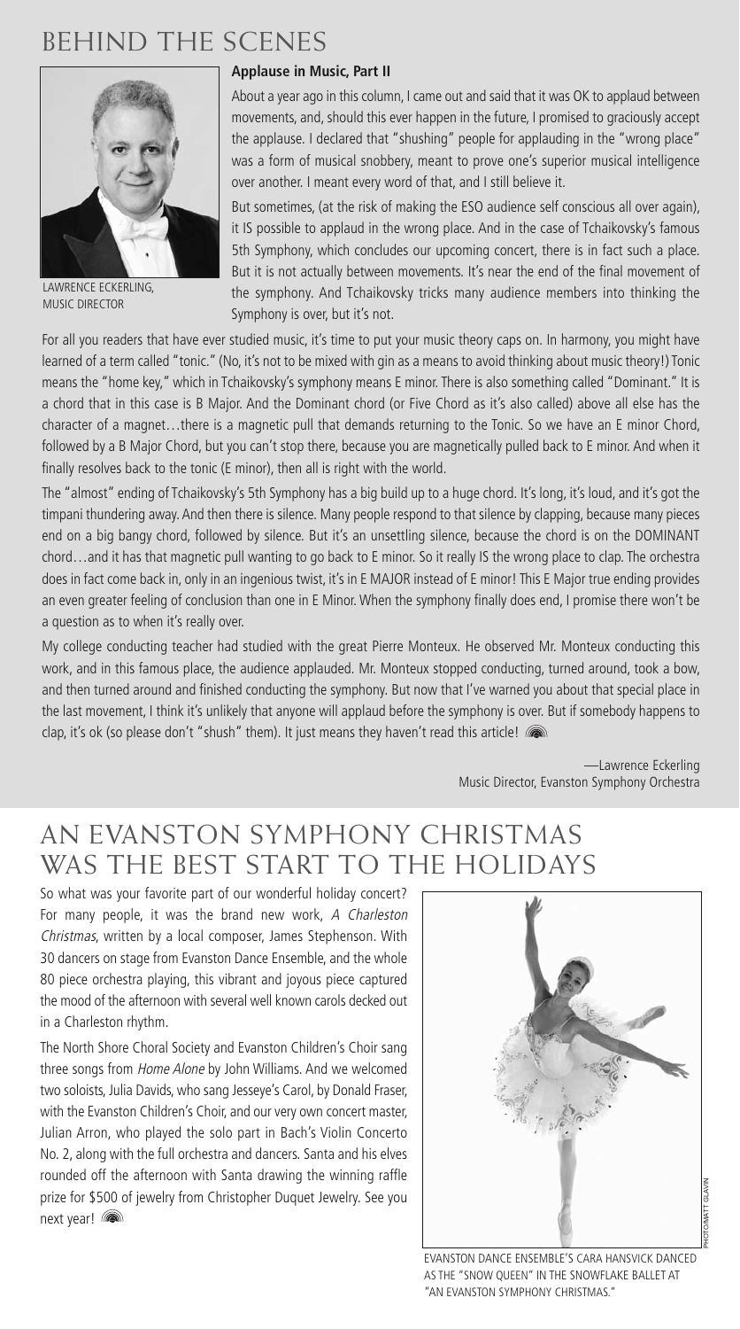# BEHIND THE SCENES

LAWRENCE ECKERLING, MUSIC DIRECTOR

### Applause in Music, Part II

About a year ago in this column, I came out and said that it was OK to applaud between movements, and, should this ever happen in the future, I promised to graciously accept the applause. I declared that "shushing" people for applauding in the "wrong place" was a form of musical snobbery, meant to prove one's superior musical intelligence over another. I meant every word of that, and I still believe it.

But sometimes, (at the risk of making the ESO audience self conscious all over again), it IS possible to applaud in the wrong place. And in the case of Tchaikovsky's famous 5th Symphony, which concludes our upcoming concert, there is in fact such a place. But it is not actually between movements. It's near the end of the final movement of the symphony. And Tchaikovsky tricks many audience members into thinking the Symphony is over, but it's not.

For all you readers that have ever studied music, it's time to put your music theory caps on. In harmony, you might have learned of a term called "tonic." (No, it's not to be mixed with gin as a means to avoid thinking about music theory!) Tonic means the "home key," which in Tchaikovsky's symphony means E minor. There is also something called "Dominant." It is a chord that in this case is B Major. And the Dominant chord (or Five Chord as it's also called) above all else has the character of a magnet…there is a magnetic pull that demands returning to the Tonic. So we have an E minor Chord, followed by a B Major Chord, but you can't stop there, because you are magnetically pulled back to E minor. And when it finally resolves back to the tonic (E minor), then all is right with the world.

The "almost" ending of Tchaikovsky's 5th Symphony has a big build up to a huge chord. It's long, it's loud, and it's got the timpani thundering away. And then there is silence. Many people respond to that silence by clapping, because many pieces end on a big bangy chord, followed by silence. But it's an unsettling silence, because the chord is on the DOMINANT chord…and it has that magnetic pull wanting to go back to E minor. So it really IS the wrong place to clap. The orchestra does in fact come back in, only in an ingenious twist, it's in E MAJOR instead of E minor! This E Major true ending provides an even greater feeling of conclusion than one in E Minor. When the symphony finally does end, I promise there won't be a question as to when it's really over.

My college conducting teacher had studied with the great Pierre Monteux. He observed Mr. Monteux conducting this work, and in this famous place, the audience applauded. Mr. Monteux stopped conducting, turned around, took a bow, and then turned around and finished conducting the symphony. But now that I've warned you about that special place in the last movement, I think it's unlikely that anyone will applaud before the symphony is over. But if somebody happens to clap, it's ok (so please don't "shush" them). It just means they haven't read this article!

—Lawrence Eckerling
Music Director, Evanston Symphony Orchestra

# AN EVANSTON SYMPHONY CHRISTMAS WAS THE BEST START TO THE HOLIDAYS

So what was your favorite part of our wonderful holiday concert? For many people, it was the brand new work, *A Charleston Christmas*, written by a local composer, James Stephenson. With 30 dancers on stage from Evanston Dance Ensemble, and the whole 80 piece orchestra playing, this vibrant and joyous piece captured the mood of the afternoon with several well known carols decked out in a Charleston rhythm.

The North Shore Choral Society and Evanston Children's Choir sang three songs from *Home Alone* by John Williams. And we welcomed two soloists, Julia Davids, who sang Jesseye's Carol, by Donald Fraser, with the Evanston Children's Choir, and our very own concert master, Julian Arron, who played the solo part in Bach's Violin Concerto No. 2, along with the full orchestra and dancers. Santa and his elves rounded off the afternoon with Santa drawing the winning raffle prize for $500 of jewelry from Christopher Duquet Jewelry. See you next year!

PHOTO: MATT GLAVIN

EVANSTON DANCE ENSEMBLE'S CARA HANSVICK DANCED AS THE "SNOW QUEEN" IN THE SNOWFLAKE BALLET AT "AN EVANSTON SYMPHONY CHRISTMAS."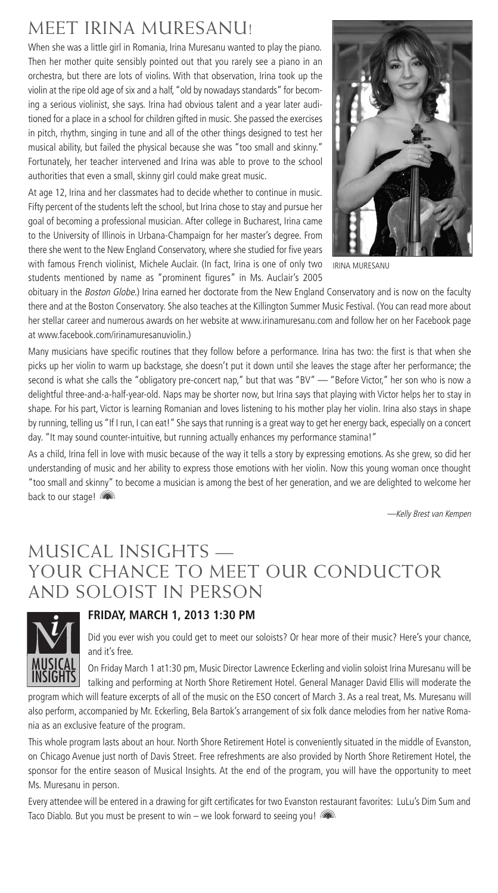# MEET IRINA MURESANU!

When she was a little girl in Romania, Irina Muresanu wanted to play the piano. Then her mother quite sensibly pointed out that you rarely see a piano in an orchestra, but there are lots of violins. With that observation, Irina took up the violin at the ripe old age of six and a half, "old by nowadays standards" for becoming a serious violinist, she says. Irina had obvious talent and a year later auditioned for a place in a school for children gifted in music. She passed the exercises in pitch, rhythm, singing in tune and all of the other things designed to test her musical ability, but failed the physical because she was "too small and skinny." Fortunately, her teacher intervened and Irina was able to prove to the school authorities that even a small, skinny girl could make great music.

At age 12, Irina and her classmates had to decide whether to continue in music. Fifty percent of the students left the school, but Irina chose to stay and pursue her goal of becoming a professional musician. After college in Bucharest, Irina came to the University of Illinois in Urbana-Champaign for her master's degree. From there she went to the New England Conservatory, where she studied for five years with famous French violinist, Michele Auclair. (In fact, Irina is one of only two students mentioned by name as "prominent figures" in Ms. Auclair's 2005 obituary in the *Boston Globe*.) Irina earned her doctorate from the New England Conservatory and is now on the faculty there and at the Boston Conservatory. She also teaches at the Killington Summer Music Festival. (You can read more about her stellar career and numerous awards on her website at www.irinamuresanu.com and follow her on her Facebook page at www.facebook.com/irinamuresanuviolin.)

IRINA MURESANU

Many musicians have specific routines that they follow before a performance. Irina has two: the first is that when she picks up her violin to warm up backstage, she doesn't put it down until she leaves the stage after her performance; the second is what she calls the "obligatory pre-concert nap," but that was "BV" — "Before Victor," her son who is now a delightful three-and-a-half-year-old. Naps may be shorter now, but Irina says that playing with Victor helps her to stay in shape. For his part, Victor is learning Romanian and loves listening to his mother play her violin. Irina also stays in shape by running, telling us "If I run, I can eat!" She says that running is a great way to get her energy back, especially on a concert day. "It may sound counter-intuitive, but running actually enhances my performance stamina!"

As a child, Irina fell in love with music because of the way it tells a story by expressing emotions. As she grew, so did her understanding of music and her ability to express those emotions with her violin. Now this young woman once thought "too small and skinny" to become a musician is among the best of her generation, and we are delighted to welcome her back to our stage!

—*Kelly Brest van Kempen*

# MUSICAL INSIGHTS — YOUR CHANCE TO MEET OUR CONDUCTOR AND SOLOIST IN PERSON

**FRIDAY, MARCH 1, 2013 1:30 PM**

Did you ever wish you could get to meet our soloists? Or hear more of their music? Here's your chance, and it's free.

On Friday March 1 at1:30 pm, Music Director Lawrence Eckerling and violin soloist Irina Muresanu will be talking and performing at North Shore Retirement Hotel. General Manager David Ellis will moderate the program which will feature excerpts of all of the music on the ESO concert of March 3. As a real treat, Ms. Muresanu will also perform, accompanied by Mr. Eckerling, Bela Bartok's arrangement of six folk dance melodies from her native Romania as an exclusive feature of the program.

This whole program lasts about an hour. North Shore Retirement Hotel is conveniently situated in the middle of Evanston, on Chicago Avenue just north of Davis Street. Free refreshments are also provided by North Shore Retirement Hotel, the sponsor for the entire season of Musical Insights. At the end of the program, you will have the opportunity to meet Ms. Muresanu in person.

Every attendee will be entered in a drawing for gift certificates for two Evanston restaurant favorites: LuLu's Dim Sum and Taco Diablo. But you must be present to win – we look forward to seeing you!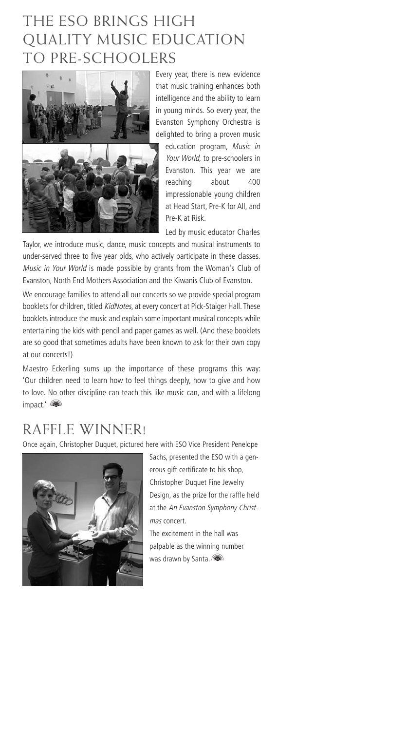# THE ESO BRINGS HIGH QUALITY MUSIC EDUCATION TO PRE-SCHOOLERS

Every year, there is new evidence that music training enhances both intelligence and the ability to learn in young minds. So every year, the Evanston Symphony Orchestra is delighted to bring a proven music education program, *Music in Your World*, to pre-schoolers in Evanston. This year we are reaching about 400 impressionable young children at Head Start, Pre-K for All, and Pre-K at Risk.

Led by music educator Charles Taylor, we introduce music, dance, music concepts and musical instruments to under-served three to five year olds, who actively participate in these classes. *Music in Your World* is made possible by grants from the Woman's Club of Evanston, North End Mothers Association and the Kiwanis Club of Evanston.

We encourage families to attend all our concerts so we provide special program booklets for children, titled *KidNotes*, at every concert at Pick-Staiger Hall. These booklets introduce the music and explain some important musical concepts while entertaining the kids with pencil and paper games as well. (And these booklets are so good that sometimes adults have been known to ask for their own copy at our concerts!)

Maestro Eckerling sums up the importance of these programs this way: 'Our children need to learn how to feel things deeply, how to give and how to love. No other discipline can teach this like music can, and with a lifelong impact.'

# RAFFLE WINNER!

Once again, Christopher Duquet, pictured here with ESO Vice President Penelope Sachs, presented the ESO with a generous gift certificate to his shop, Christopher Duquet Fine Jewelry Design, as the prize for the raffle held at the *An Evanston Symphony Christmas* concert.

The excitement in the hall was palpable as the winning number was drawn by Santa.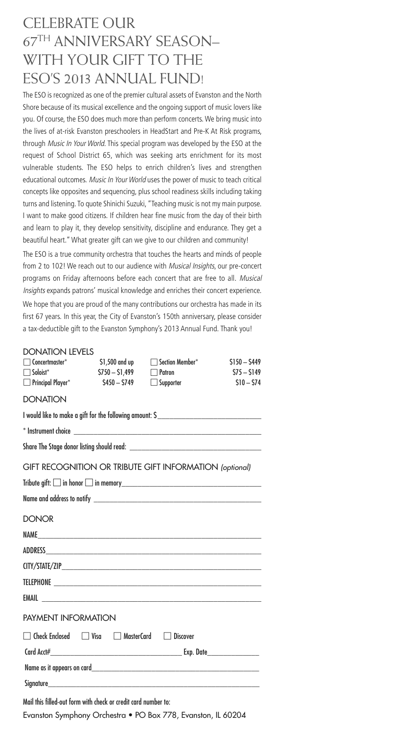# CELEBRATE OUR 67TH ANNIVERSARY SEASON– WITH YOUR GIFT TO THE ESO'S 2013 ANNUAL FUND!

The ESO is recognized as one of the premier cultural assets of Evanston and the North Shore because of its musical excellence and the ongoing support of music lovers like you. Of course, the ESO does much more than perform concerts. We bring music into the lives of at-risk Evanston preschoolers in HeadStart and Pre-K At Risk programs, through *Music In Your World*. This special program was developed by the ESO at the request of School District 65, which was seeking arts enrichment for its most vulnerable students. The ESO helps to enrich children's lives and strengthen educational outcomes. *Music In Your World* uses the power of music to teach critical concepts like opposites and sequencing, plus school readiness skills including taking turns and listening. To quote Shinichi Suzuki, "Teaching music is not my main purpose. I want to make good citizens. If children hear fine music from the day of their birth and learn to play it, they develop sensitivity, discipline and endurance. They get a beautiful heart." What greater gift can we give to our children and community!

The ESO is a true community orchestra that touches the hearts and minds of people from 2 to 102! We reach out to our audience with *Musical Insights*, our pre-concert programs on Friday afternoons before each concert that are free to all. *Musical Insights* expands patrons' musical knowledge and enriches their concert experience.

We hope that you are proud of the many contributions our orchestra has made in its first 67 years. In this year, the City of Evanston's 150th anniversary, please consider a tax-deductible gift to the Evanston Symphony's 2013 Annual Fund. Thank you!

## DONATION LEVELS

| | | | |
|---|---|---|---|
| ☐ Concertmaster* | $1,500 and up | ☐ Section Member* | $150 – $449 |
| ☐ Soloist* | $750 – $1,499 | ☐ Patron | $75 – $149 |
| ☐ Principal Player* | $450 – $749 | ☐ Supporter | $10 – $74 |

## DONATION

I would like to make a gift for the following amount: $___________________________

* Instrument choice ___________________________________________________

Share The Stage donor listing should read: ________________________________

## GIFT RECOGNITION OR TRIBUTE GIFT INFORMATION *(optional)*

Tribute gift: ☐ in honor ☐ in memory___________________________________

Name and address to notify ___________________________________________

## DONOR

NAME_______________________________________________________________

ADDRESS____________________________________________________________

CITY/STATE/ZIP______________________________________________________

TELEPHONE _________________________________________________________

EMAIL ______________________________________________________________

## PAYMENT INFORMATION

☐ Check Enclosed ☐ Visa ☐ MasterCard ☐ Discover

Card Acct#_________________________________ Exp. Date______________

Name as it appears on card____________________________________________

Signature___________________________________________________________

Mail this filled-out form with check or credit card number to:

Evanston Symphony Orchestra • PO Box 778, Evanston, IL 60204